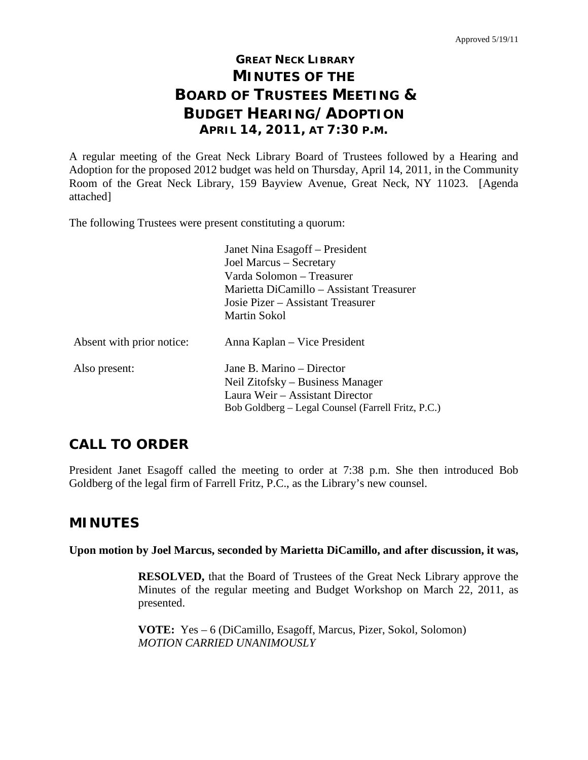Approved 5/19/11

# GREAT NECK LIBRARY
# MINUTES OF THE
# BOARD OF TRUSTEES MEETING &
# BUDGET HEARING/ADOPTION
### APRIL 14, 2011, AT 7:30 P.M.

A regular meeting of the Great Neck Library Board of Trustees followed by a Hearing and Adoption for the proposed 2012 budget was held on Thursday, April 14, 2011, in the Community Room of the Great Neck Library, 159 Bayview Avenue, Great Neck, NY 11023. [Agenda attached]

The following Trustees were present constituting a quorum:

| | |
|---|---|
| | Janet Nina Esagoff – President<br>Joel Marcus – Secretary<br>Varda Solomon – Treasurer<br>Marietta DiCamillo – Assistant Treasurer<br>Josie Pizer – Assistant Treasurer<br>Martin Sokol |
| Absent with prior notice: | Anna Kaplan – Vice President |
| Also present: | Jane B. Marino – Director<br>Neil Zitofsky – Business Manager<br>Laura Weir – Assistant Director<br>Bob Goldberg – Legal Counsel (Farrell Fritz, P.C.) |

## CALL TO ORDER

President Janet Esagoff called the meeting to order at 7:38 p.m. She then introduced Bob Goldberg of the legal firm of Farrell Fritz, P.C., as the Library's new counsel.

## MINUTES

**Upon motion by Joel Marcus, seconded by Marietta DiCamillo, and after discussion, it was,**

> **RESOLVED,** that the Board of Trustees of the Great Neck Library approve the Minutes of the regular meeting and Budget Workshop on March 22, 2011, as presented.
>
> **VOTE:** Yes – 6 (DiCamillo, Esagoff, Marcus, Pizer, Sokol, Solomon)
> *MOTION CARRIED UNANIMOUSLY*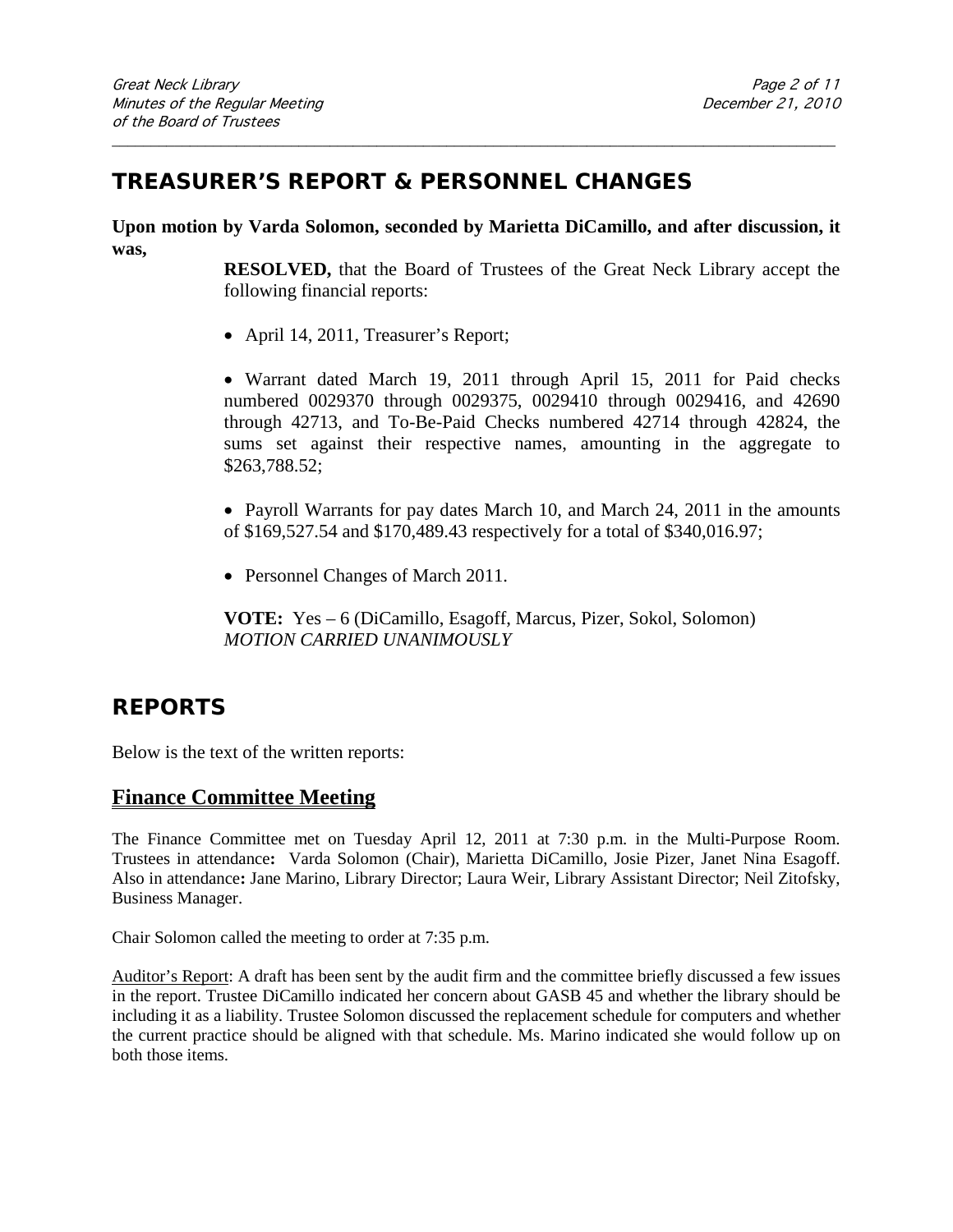## TREASURER'S REPORT & PERSONNEL CHANGES

**Upon motion by Varda Solomon, seconded by Marietta DiCamillo, and after discussion, it was,**

> **RESOLVED,** that the Board of Trustees of the Great Neck Library accept the following financial reports:
>
> - April 14, 2011, Treasurer's Report;
>
> - Warrant dated March 19, 2011 through April 15, 2011 for Paid checks numbered 0029370 through 0029375, 0029410 through 0029416, and 42690 through 42713, and To-Be-Paid Checks numbered 42714 through 42824, the sums set against their respective names, amounting in the aggregate to $263,788.52;
>
> - Payroll Warrants for pay dates March 10, and March 24, 2011 in the amounts of $169,527.54 and $170,489.43 respectively for a total of $340,016.97;
>
> - Personnel Changes of March 2011.
>
> **VOTE:** Yes – 6 (DiCamillo, Esagoff, Marcus, Pizer, Sokol, Solomon)
> *MOTION CARRIED UNANIMOUSLY*

## REPORTS

Below is the text of the written reports:

### Finance Committee Meeting

The Finance Committee met on Tuesday April 12, 2011 at 7:30 p.m. in the Multi-Purpose Room. Trustees in attendance**:** Varda Solomon (Chair), Marietta DiCamillo, Josie Pizer, Janet Nina Esagoff. Also in attendance**:** Jane Marino, Library Director; Laura Weir, Library Assistant Director; Neil Zitofsky, Business Manager.

Chair Solomon called the meeting to order at 7:35 p.m.

Auditor's Report: A draft has been sent by the audit firm and the committee briefly discussed a few issues in the report. Trustee DiCamillo indicated her concern about GASB 45 and whether the library should be including it as a liability. Trustee Solomon discussed the replacement schedule for computers and whether the current practice should be aligned with that schedule. Ms. Marino indicated she would follow up on both those items.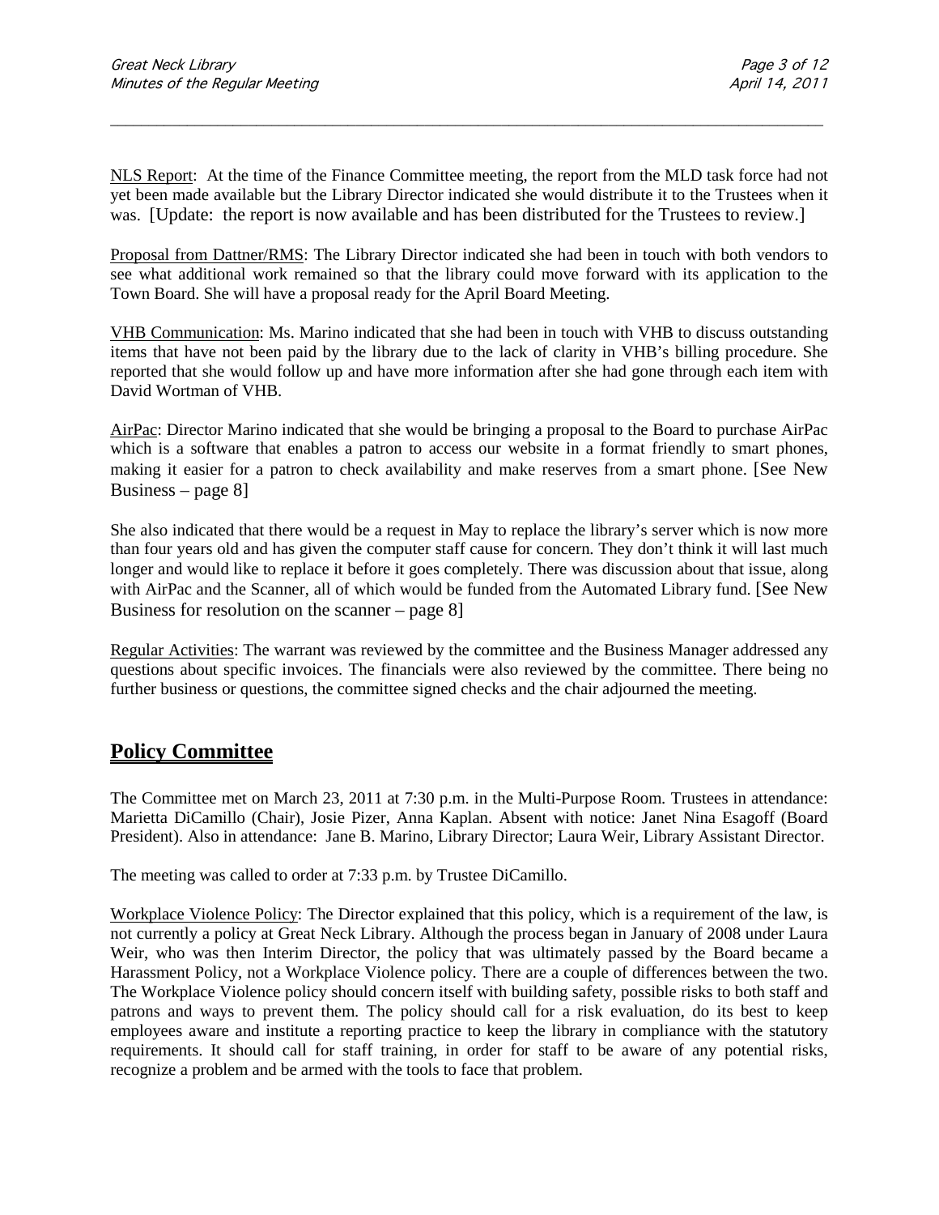NLS Report: At the time of the Finance Committee meeting, the report from the MLD task force had not yet been made available but the Library Director indicated she would distribute it to the Trustees when it was. [Update: the report is now available and has been distributed for the Trustees to review.]

Proposal from Dattner/RMS: The Library Director indicated she had been in touch with both vendors to see what additional work remained so that the library could move forward with its application to the Town Board. She will have a proposal ready for the April Board Meeting.

VHB Communication: Ms. Marino indicated that she had been in touch with VHB to discuss outstanding items that have not been paid by the library due to the lack of clarity in VHB's billing procedure. She reported that she would follow up and have more information after she had gone through each item with David Wortman of VHB.

AirPac: Director Marino indicated that she would be bringing a proposal to the Board to purchase AirPac which is a software that enables a patron to access our website in a format friendly to smart phones, making it easier for a patron to check availability and make reserves from a smart phone. [See New Business – page 8]

She also indicated that there would be a request in May to replace the library's server which is now more than four years old and has given the computer staff cause for concern. They don't think it will last much longer and would like to replace it before it goes completely. There was discussion about that issue, along with AirPac and the Scanner, all of which would be funded from the Automated Library fund. [See New Business for resolution on the scanner – page 8]

Regular Activities: The warrant was reviewed by the committee and the Business Manager addressed any questions about specific invoices. The financials were also reviewed by the committee. There being no further business or questions, the committee signed checks and the chair adjourned the meeting.

## **Policy Committee**

The Committee met on March 23, 2011 at 7:30 p.m. in the Multi-Purpose Room. Trustees in attendance: Marietta DiCamillo (Chair), Josie Pizer, Anna Kaplan. Absent with notice: Janet Nina Esagoff (Board President). Also in attendance: Jane B. Marino, Library Director; Laura Weir, Library Assistant Director.

The meeting was called to order at 7:33 p.m. by Trustee DiCamillo.

Workplace Violence Policy: The Director explained that this policy, which is a requirement of the law, is not currently a policy at Great Neck Library. Although the process began in January of 2008 under Laura Weir, who was then Interim Director, the policy that was ultimately passed by the Board became a Harassment Policy, not a Workplace Violence policy. There are a couple of differences between the two. The Workplace Violence policy should concern itself with building safety, possible risks to both staff and patrons and ways to prevent them. The policy should call for a risk evaluation, do its best to keep employees aware and institute a reporting practice to keep the library in compliance with the statutory requirements. It should call for staff training, in order for staff to be aware of any potential risks, recognize a problem and be armed with the tools to face that problem.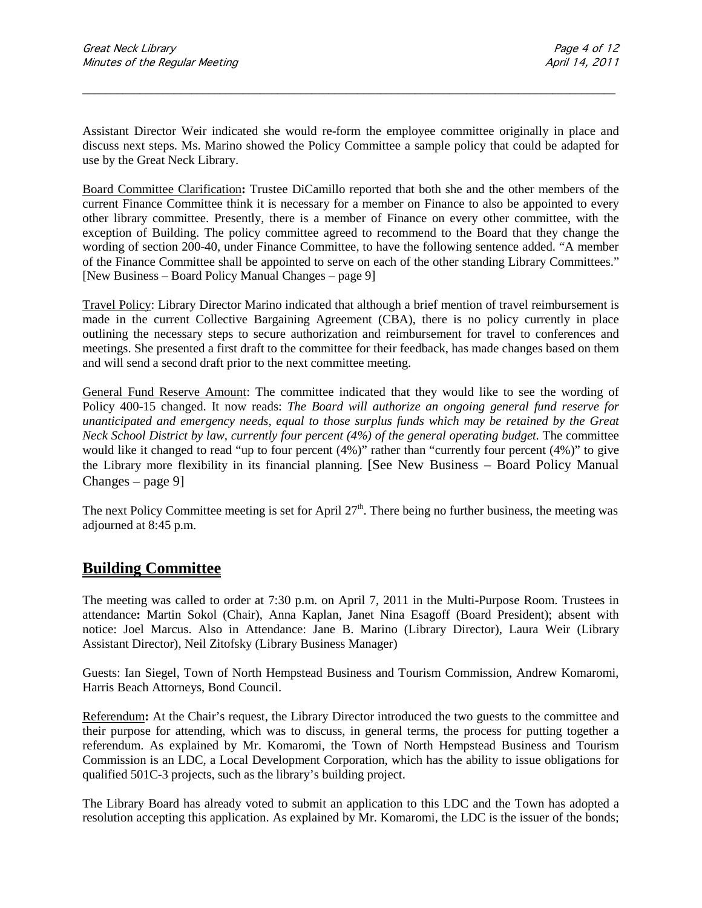Assistant Director Weir indicated she would re-form the employee committee originally in place and discuss next steps. Ms. Marino showed the Policy Committee a sample policy that could be adapted for use by the Great Neck Library.

Board Committee Clarification**:** Trustee DiCamillo reported that both she and the other members of the current Finance Committee think it is necessary for a member on Finance to also be appointed to every other library committee. Presently, there is a member of Finance on every other committee, with the exception of Building. The policy committee agreed to recommend to the Board that they change the wording of section 200-40, under Finance Committee, to have the following sentence added. "A member of the Finance Committee shall be appointed to serve on each of the other standing Library Committees." [New Business – Board Policy Manual Changes – page 9]

Travel Policy: Library Director Marino indicated that although a brief mention of travel reimbursement is made in the current Collective Bargaining Agreement (CBA), there is no policy currently in place outlining the necessary steps to secure authorization and reimbursement for travel to conferences and meetings. She presented a first draft to the committee for their feedback, has made changes based on them and will send a second draft prior to the next committee meeting.

General Fund Reserve Amount: The committee indicated that they would like to see the wording of Policy 400-15 changed. It now reads: *The Board will authorize an ongoing general fund reserve for unanticipated and emergency needs, equal to those surplus funds which may be retained by the Great Neck School District by law, currently four percent (4%) of the general operating budget.* The committee would like it changed to read "up to four percent (4%)" rather than "currently four percent (4%)" to give the Library more flexibility in its financial planning. [See New Business – Board Policy Manual Changes – page 9]

The next Policy Committee meeting is set for April 27th. There being no further business, the meeting was adjourned at 8:45 p.m.

## **Building Committee**

The meeting was called to order at 7:30 p.m. on April 7, 2011 in the Multi-Purpose Room. Trustees in attendance**:** Martin Sokol (Chair), Anna Kaplan, Janet Nina Esagoff (Board President); absent with notice: Joel Marcus. Also in Attendance: Jane B. Marino (Library Director), Laura Weir (Library Assistant Director), Neil Zitofsky (Library Business Manager)

Guests: Ian Siegel, Town of North Hempstead Business and Tourism Commission, Andrew Komaromi, Harris Beach Attorneys, Bond Council.

Referendum**:** At the Chair's request, the Library Director introduced the two guests to the committee and their purpose for attending, which was to discuss, in general terms, the process for putting together a referendum. As explained by Mr. Komaromi, the Town of North Hempstead Business and Tourism Commission is an LDC, a Local Development Corporation, which has the ability to issue obligations for qualified 501C-3 projects, such as the library's building project.

The Library Board has already voted to submit an application to this LDC and the Town has adopted a resolution accepting this application. As explained by Mr. Komaromi, the LDC is the issuer of the bonds;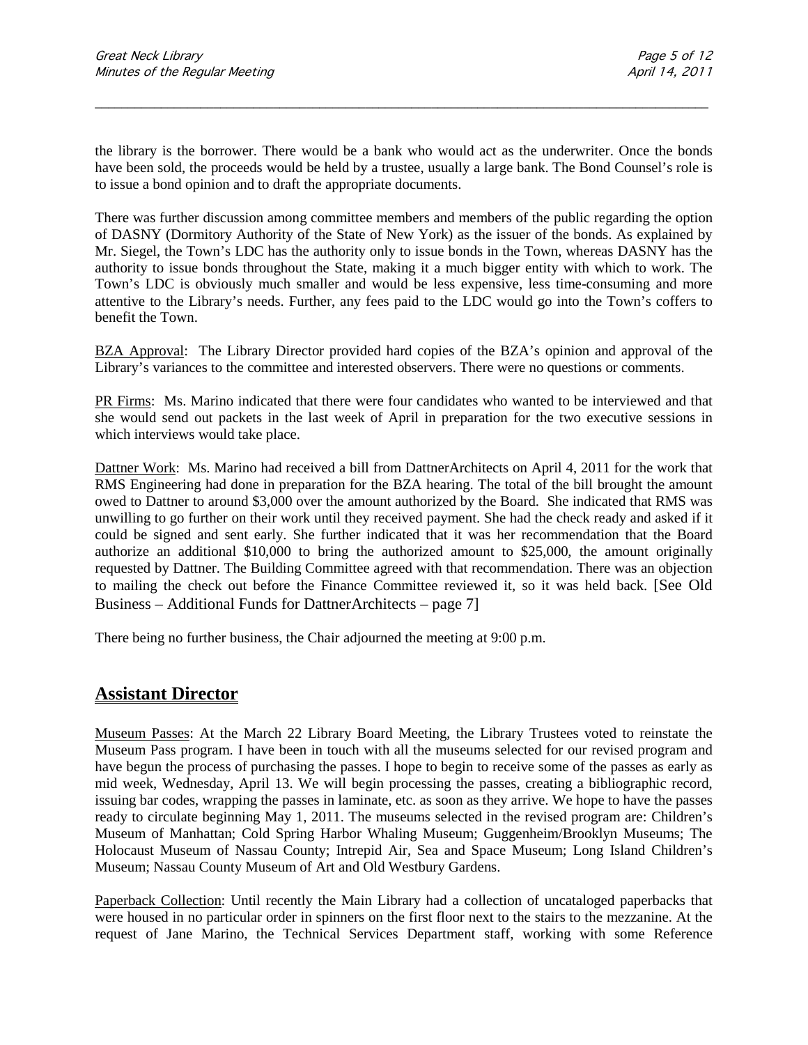the library is the borrower. There would be a bank who would act as the underwriter. Once the bonds have been sold, the proceeds would be held by a trustee, usually a large bank. The Bond Counsel's role is to issue a bond opinion and to draft the appropriate documents.

There was further discussion among committee members and members of the public regarding the option of DASNY (Dormitory Authority of the State of New York) as the issuer of the bonds. As explained by Mr. Siegel, the Town's LDC has the authority only to issue bonds in the Town, whereas DASNY has the authority to issue bonds throughout the State, making it a much bigger entity with which to work. The Town's LDC is obviously much smaller and would be less expensive, less time-consuming and more attentive to the Library's needs. Further, any fees paid to the LDC would go into the Town's coffers to benefit the Town.

BZA Approval: The Library Director provided hard copies of the BZA's opinion and approval of the Library's variances to the committee and interested observers. There were no questions or comments.

PR Firms: Ms. Marino indicated that there were four candidates who wanted to be interviewed and that she would send out packets in the last week of April in preparation for the two executive sessions in which interviews would take place.

Dattner Work: Ms. Marino had received a bill from DattnerArchitects on April 4, 2011 for the work that RMS Engineering had done in preparation for the BZA hearing. The total of the bill brought the amount owed to Dattner to around $3,000 over the amount authorized by the Board. She indicated that RMS was unwilling to go further on their work until they received payment. She had the check ready and asked if it could be signed and sent early. She further indicated that it was her recommendation that the Board authorize an additional $10,000 to bring the authorized amount to $25,000, the amount originally requested by Dattner. The Building Committee agreed with that recommendation. There was an objection to mailing the check out before the Finance Committee reviewed it, so it was held back. [See Old Business – Additional Funds for DattnerArchitects – page 7]

There being no further business, the Chair adjourned the meeting at 9:00 p.m.

## Assistant Director

Museum Passes: At the March 22 Library Board Meeting, the Library Trustees voted to reinstate the Museum Pass program. I have been in touch with all the museums selected for our revised program and have begun the process of purchasing the passes. I hope to begin to receive some of the passes as early as mid week, Wednesday, April 13. We will begin processing the passes, creating a bibliographic record, issuing bar codes, wrapping the passes in laminate, etc. as soon as they arrive. We hope to have the passes ready to circulate beginning May 1, 2011. The museums selected in the revised program are: Children's Museum of Manhattan; Cold Spring Harbor Whaling Museum; Guggenheim/Brooklyn Museums; The Holocaust Museum of Nassau County; Intrepid Air, Sea and Space Museum; Long Island Children's Museum; Nassau County Museum of Art and Old Westbury Gardens.

Paperback Collection: Until recently the Main Library had a collection of uncataloged paperbacks that were housed in no particular order in spinners on the first floor next to the stairs to the mezzanine. At the request of Jane Marino, the Technical Services Department staff, working with some Reference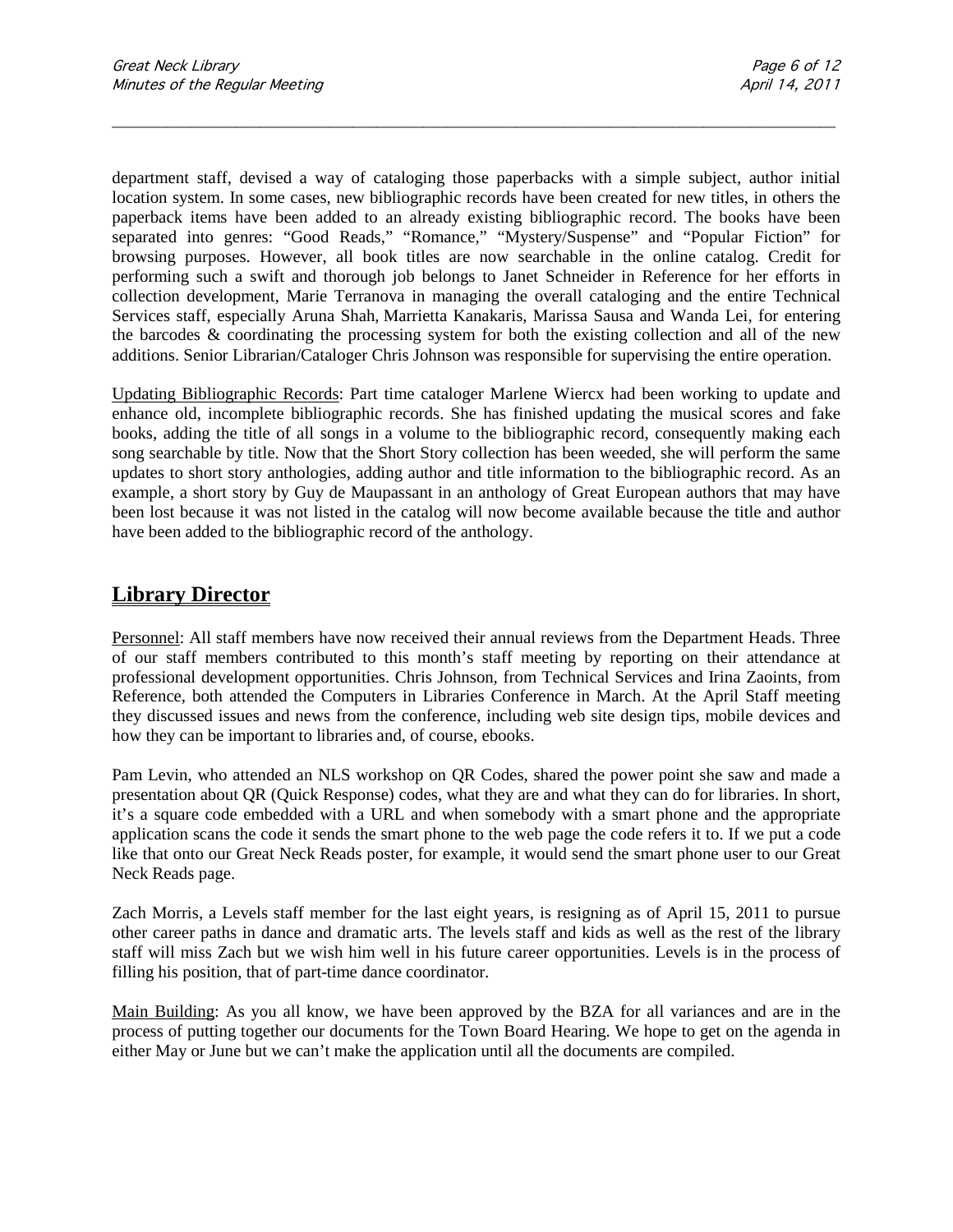department staff, devised a way of cataloging those paperbacks with a simple subject, author initial location system. In some cases, new bibliographic records have been created for new titles, in others the paperback items have been added to an already existing bibliographic record. The books have been separated into genres: "Good Reads," "Romance," "Mystery/Suspense" and "Popular Fiction" for browsing purposes. However, all book titles are now searchable in the online catalog. Credit for performing such a swift and thorough job belongs to Janet Schneider in Reference for her efforts in collection development, Marie Terranova in managing the overall cataloging and the entire Technical Services staff, especially Aruna Shah, Marrietta Kanakaris, Marissa Sausa and Wanda Lei, for entering the barcodes & coordinating the processing system for both the existing collection and all of the new additions. Senior Librarian/Cataloger Chris Johnson was responsible for supervising the entire operation.

Updating Bibliographic Records: Part time cataloger Marlene Wiercx had been working to update and enhance old, incomplete bibliographic records. She has finished updating the musical scores and fake books, adding the title of all songs in a volume to the bibliographic record, consequently making each song searchable by title. Now that the Short Story collection has been weeded, she will perform the same updates to short story anthologies, adding author and title information to the bibliographic record. As an example, a short story by Guy de Maupassant in an anthology of Great European authors that may have been lost because it was not listed in the catalog will now become available because the title and author have been added to the bibliographic record of the anthology.

## Library Director

Personnel: All staff members have now received their annual reviews from the Department Heads. Three of our staff members contributed to this month's staff meeting by reporting on their attendance at professional development opportunities. Chris Johnson, from Technical Services and Irina Zaoints, from Reference, both attended the Computers in Libraries Conference in March. At the April Staff meeting they discussed issues and news from the conference, including web site design tips, mobile devices and how they can be important to libraries and, of course, ebooks.

Pam Levin, who attended an NLS workshop on QR Codes, shared the power point she saw and made a presentation about QR (Quick Response) codes, what they are and what they can do for libraries. In short, it's a square code embedded with a URL and when somebody with a smart phone and the appropriate application scans the code it sends the smart phone to the web page the code refers it to. If we put a code like that onto our Great Neck Reads poster, for example, it would send the smart phone user to our Great Neck Reads page.

Zach Morris, a Levels staff member for the last eight years, is resigning as of April 15, 2011 to pursue other career paths in dance and dramatic arts. The levels staff and kids as well as the rest of the library staff will miss Zach but we wish him well in his future career opportunities. Levels is in the process of filling his position, that of part-time dance coordinator.

Main Building: As you all know, we have been approved by the BZA for all variances and are in the process of putting together our documents for the Town Board Hearing. We hope to get on the agenda in either May or June but we can't make the application until all the documents are compiled.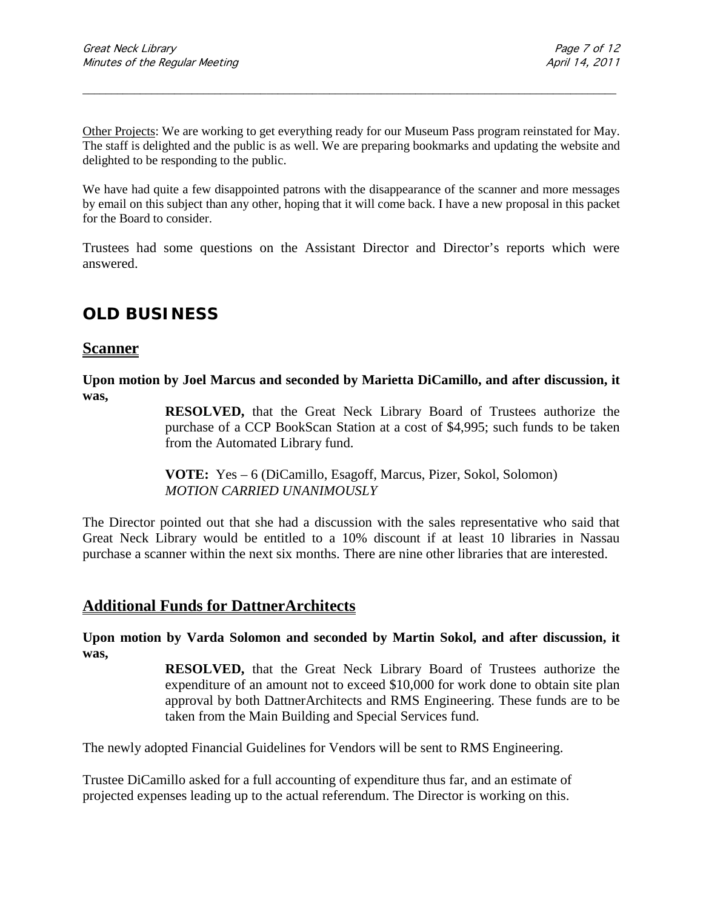Other Projects: We are working to get everything ready for our Museum Pass program reinstated for May. The staff is delighted and the public is as well. We are preparing bookmarks and updating the website and delighted to be responding to the public.

We have had quite a few disappointed patrons with the disappearance of the scanner and more messages by email on this subject than any other, hoping that it will come back. I have a new proposal in this packet for the Board to consider.

Trustees had some questions on the Assistant Director and Director's reports which were answered.

## OLD BUSINESS

### Scanner

**Upon motion by Joel Marcus and seconded by Marietta DiCamillo, and after discussion, it was,**

> **RESOLVED,** that the Great Neck Library Board of Trustees authorize the purchase of a CCP BookScan Station at a cost of $4,995; such funds to be taken from the Automated Library fund.
>
> **VOTE:** Yes – 6 (DiCamillo, Esagoff, Marcus, Pizer, Sokol, Solomon)
> *MOTION CARRIED UNANIMOUSLY*

The Director pointed out that she had a discussion with the sales representative who said that Great Neck Library would be entitled to a 10% discount if at least 10 libraries in Nassau purchase a scanner within the next six months. There are nine other libraries that are interested.

### Additional Funds for DattnerArchitects

**Upon motion by Varda Solomon and seconded by Martin Sokol, and after discussion, it was,**

> **RESOLVED,** that the Great Neck Library Board of Trustees authorize the expenditure of an amount not to exceed $10,000 for work done to obtain site plan approval by both DattnerArchitects and RMS Engineering. These funds are to be taken from the Main Building and Special Services fund.

The newly adopted Financial Guidelines for Vendors will be sent to RMS Engineering.

Trustee DiCamillo asked for a full accounting of expenditure thus far, and an estimate of projected expenses leading up to the actual referendum. The Director is working on this.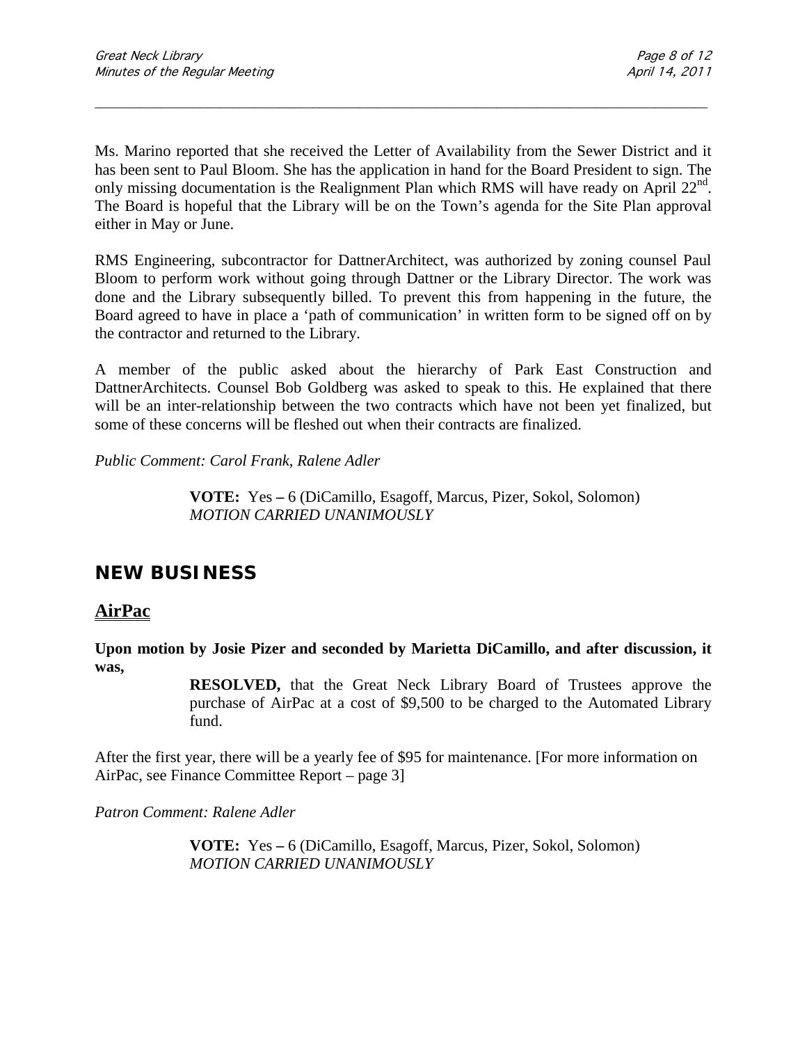Ms. Marino reported that she received the Letter of Availability from the Sewer District and it has been sent to Paul Bloom. She has the application in hand for the Board President to sign. The only missing documentation is the Realignment Plan which RMS will have ready on April 22nd. The Board is hopeful that the Library will be on the Town's agenda for the Site Plan approval either in May or June.

RMS Engineering, subcontractor for DattnerArchitect, was authorized by zoning counsel Paul Bloom to perform work without going through Dattner or the Library Director. The work was done and the Library subsequently billed. To prevent this from happening in the future, the Board agreed to have in place a 'path of communication' in written form to be signed off on by the contractor and returned to the Library.

A member of the public asked about the hierarchy of Park East Construction and DattnerArchitects. Counsel Bob Goldberg was asked to speak to this. He explained that there will be an inter-relationship between the two contracts which have not been yet finalized, but some of these concerns will be fleshed out when their contracts are finalized.

*Public Comment: Carol Frank, Ralene Adler*

> **VOTE:** Yes – 6 (DiCamillo, Esagoff, Marcus, Pizer, Sokol, Solomon)
> *MOTION CARRIED UNANIMOUSLY*

## NEW BUSINESS

### AirPac

**Upon motion by Josie Pizer and seconded by Marietta DiCamillo, and after discussion, it was,**

> **RESOLVED,** that the Great Neck Library Board of Trustees approve the purchase of AirPac at a cost of $9,500 to be charged to the Automated Library fund.

After the first year, there will be a yearly fee of $95 for maintenance. [For more information on AirPac, see Finance Committee Report – page 3]

*Patron Comment: Ralene Adler*

> **VOTE:** Yes – 6 (DiCamillo, Esagoff, Marcus, Pizer, Sokol, Solomon)
> *MOTION CARRIED UNANIMOUSLY*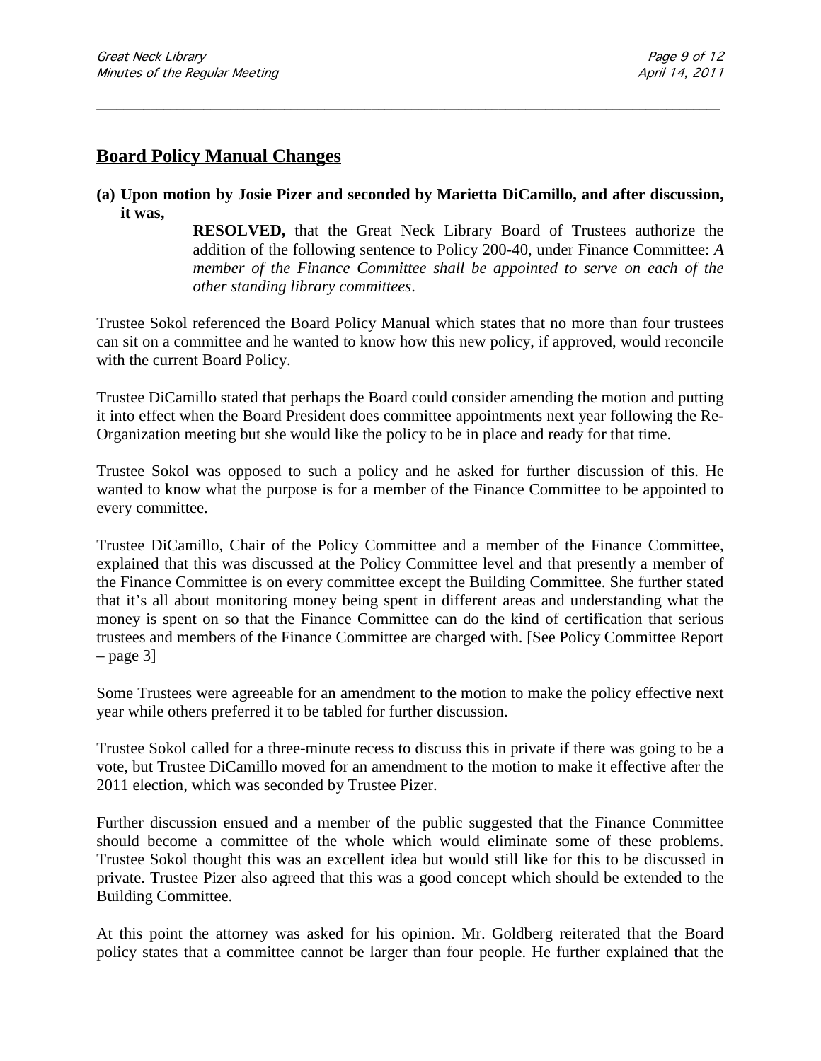## Board Policy Manual Changes

**(a) Upon motion by Josie Pizer and seconded by Marietta DiCamillo, and after discussion, it was,**

> **RESOLVED,** that the Great Neck Library Board of Trustees authorize the addition of the following sentence to Policy 200-40, under Finance Committee: *A member of the Finance Committee shall be appointed to serve on each of the other standing library committees*.

Trustee Sokol referenced the Board Policy Manual which states that no more than four trustees can sit on a committee and he wanted to know how this new policy, if approved, would reconcile with the current Board Policy.

Trustee DiCamillo stated that perhaps the Board could consider amending the motion and putting it into effect when the Board President does committee appointments next year following the Re-Organization meeting but she would like the policy to be in place and ready for that time.

Trustee Sokol was opposed to such a policy and he asked for further discussion of this. He wanted to know what the purpose is for a member of the Finance Committee to be appointed to every committee.

Trustee DiCamillo, Chair of the Policy Committee and a member of the Finance Committee, explained that this was discussed at the Policy Committee level and that presently a member of the Finance Committee is on every committee except the Building Committee. She further stated that it's all about monitoring money being spent in different areas and understanding what the money is spent on so that the Finance Committee can do the kind of certification that serious trustees and members of the Finance Committee are charged with. [See Policy Committee Report – page 3]

Some Trustees were agreeable for an amendment to the motion to make the policy effective next year while others preferred it to be tabled for further discussion.

Trustee Sokol called for a three-minute recess to discuss this in private if there was going to be a vote, but Trustee DiCamillo moved for an amendment to the motion to make it effective after the 2011 election, which was seconded by Trustee Pizer.

Further discussion ensued and a member of the public suggested that the Finance Committee should become a committee of the whole which would eliminate some of these problems. Trustee Sokol thought this was an excellent idea but would still like for this to be discussed in private. Trustee Pizer also agreed that this was a good concept which should be extended to the Building Committee.

At this point the attorney was asked for his opinion. Mr. Goldberg reiterated that the Board policy states that a committee cannot be larger than four people. He further explained that the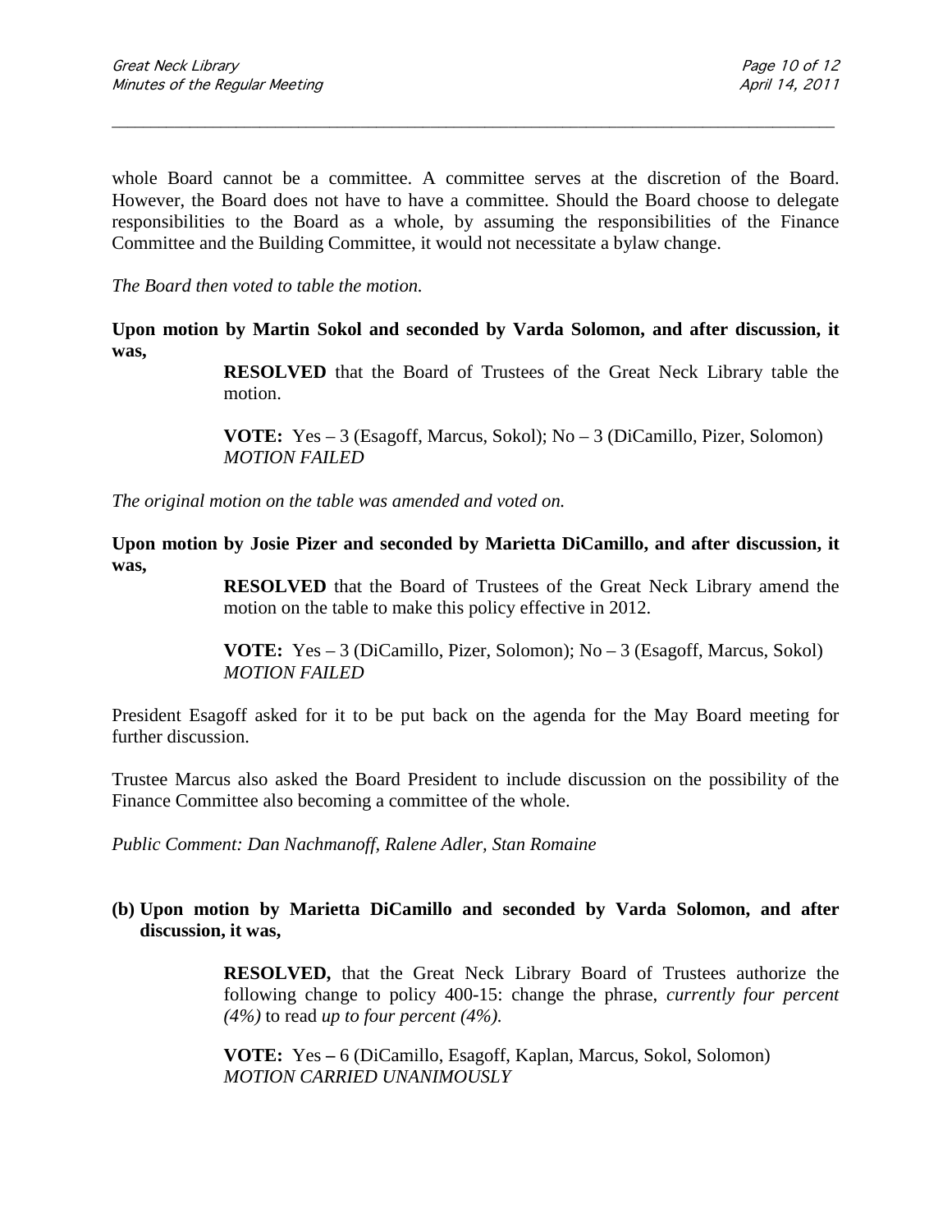whole Board cannot be a committee. A committee serves at the discretion of the Board. However, the Board does not have to have a committee. Should the Board choose to delegate responsibilities to the Board as a whole, by assuming the responsibilities of the Finance Committee and the Building Committee, it would not necessitate a bylaw change.

*The Board then voted to table the motion.*

**Upon motion by Martin Sokol and seconded by Varda Solomon, and after discussion, it was,**

> **RESOLVED** that the Board of Trustees of the Great Neck Library table the motion.
>
> **VOTE:** Yes – 3 (Esagoff, Marcus, Sokol); No – 3 (DiCamillo, Pizer, Solomon)
> *MOTION FAILED*

*The original motion on the table was amended and voted on.*

**Upon motion by Josie Pizer and seconded by Marietta DiCamillo, and after discussion, it was,**

> **RESOLVED** that the Board of Trustees of the Great Neck Library amend the motion on the table to make this policy effective in 2012.
>
> **VOTE:** Yes – 3 (DiCamillo, Pizer, Solomon); No – 3 (Esagoff, Marcus, Sokol)
> *MOTION FAILED*

President Esagoff asked for it to be put back on the agenda for the May Board meeting for further discussion.

Trustee Marcus also asked the Board President to include discussion on the possibility of the Finance Committee also becoming a committee of the whole.

*Public Comment: Dan Nachmanoff, Ralene Adler, Stan Romaine*

**(b) Upon motion by Marietta DiCamillo and seconded by Varda Solomon, and after discussion, it was,**

> **RESOLVED,** that the Great Neck Library Board of Trustees authorize the following change to policy 400-15: change the phrase, *currently four percent (4%)* to read *up to four percent (4%).*
>
> **VOTE:** Yes **–** 6 (DiCamillo, Esagoff, Kaplan, Marcus, Sokol, Solomon)
> *MOTION CARRIED UNANIMOUSLY*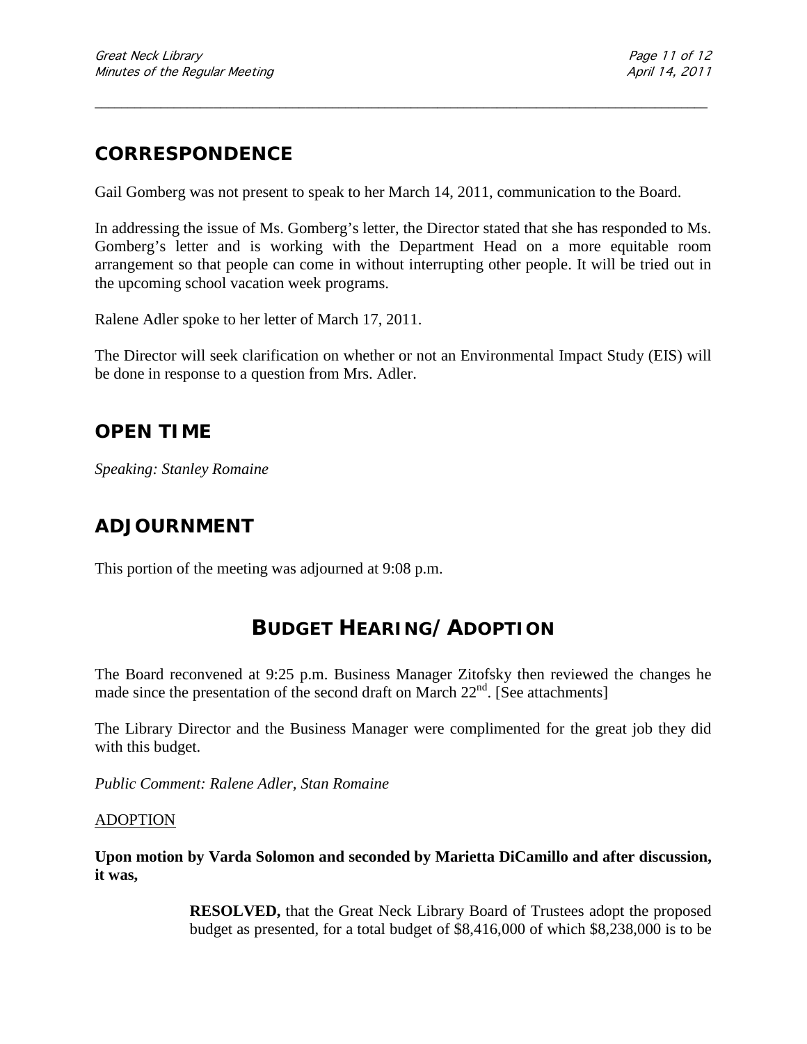## CORRESPONDENCE

Gail Gomberg was not present to speak to her March 14, 2011, communication to the Board.

In addressing the issue of Ms. Gomberg's letter, the Director stated that she has responded to Ms. Gomberg's letter and is working with the Department Head on a more equitable room arrangement so that people can come in without interrupting other people. It will be tried out in the upcoming school vacation week programs.

Ralene Adler spoke to her letter of March 17, 2011.

The Director will seek clarification on whether or not an Environmental Impact Study (EIS) will be done in response to a question from Mrs. Adler.

## OPEN TIME

*Speaking: Stanley Romaine*

## ADJOURNMENT

This portion of the meeting was adjourned at 9:08 p.m.

# BUDGET HEARING/ADOPTION

The Board reconvened at 9:25 p.m. Business Manager Zitofsky then reviewed the changes he made since the presentation of the second draft on March 22nd. [See attachments]

The Library Director and the Business Manager were complimented for the great job they did with this budget.

*Public Comment: Ralene Adler, Stan Romaine*

ADOPTION

**Upon motion by Varda Solomon and seconded by Marietta DiCamillo and after discussion, it was,**

> **RESOLVED,** that the Great Neck Library Board of Trustees adopt the proposed budget as presented, for a total budget of $8,416,000 of which $8,238,000 is to be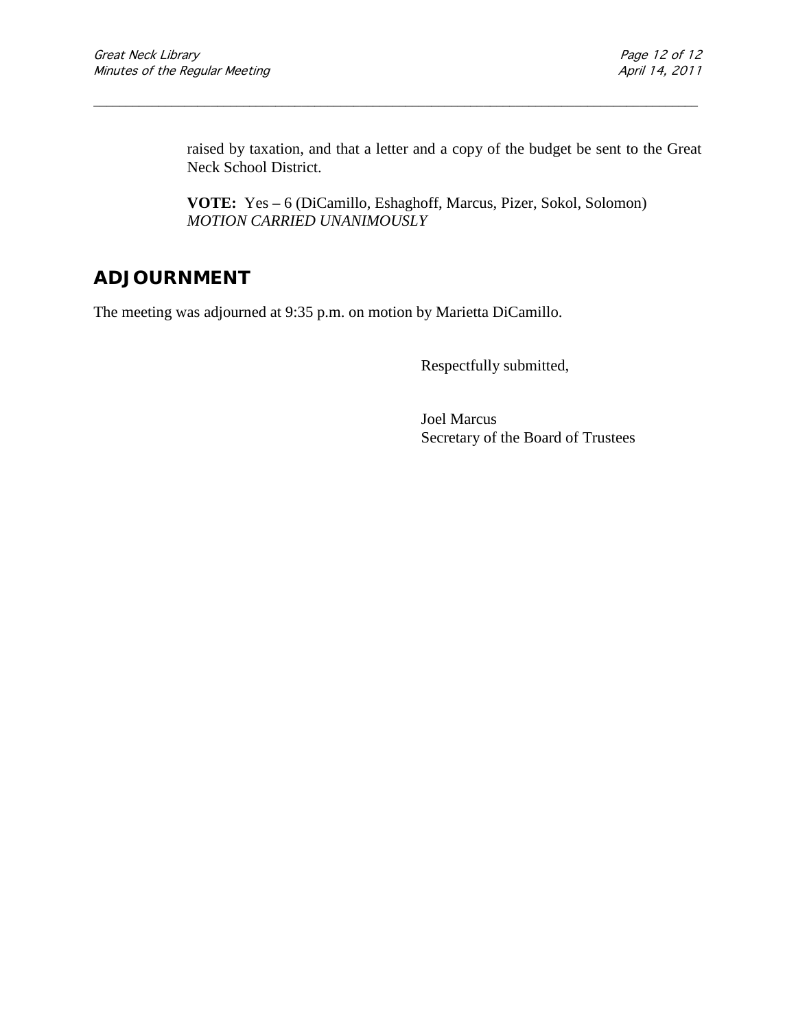raised by taxation, and that a letter and a copy of the budget be sent to the Great Neck School District.

**VOTE:** Yes – 6 (DiCamillo, Eshaghoff, Marcus, Pizer, Sokol, Solomon)
*MOTION CARRIED UNANIMOUSLY*

## ADJOURNMENT

The meeting was adjourned at 9:35 p.m. on motion by Marietta DiCamillo.

Respectfully submitted,

Joel Marcus
Secretary of the Board of Trustees